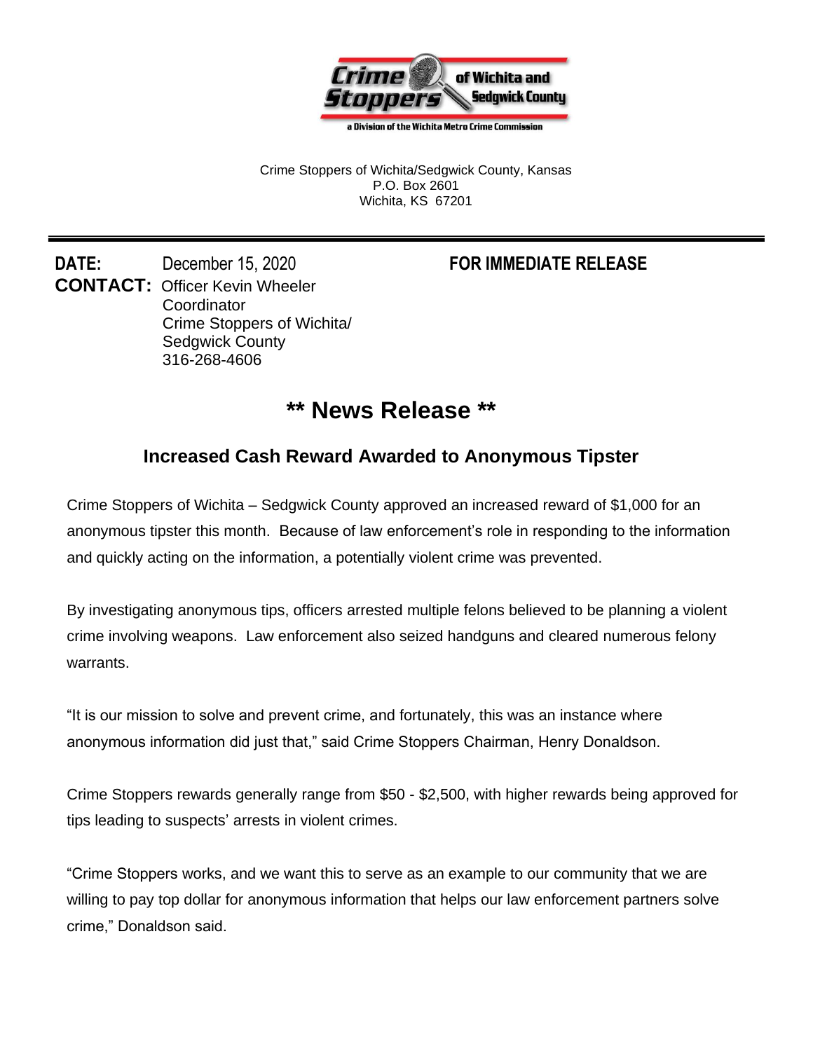Crime Stoppers of Wichita and Sedgwick County

a Division of the Wichita Metro Crime Commission

Crime Stoppers of Wichita/Sedgwick County, Kansas
P.O. Box 2601
Wichita, KS 67201

---

**DATE:** December 15, 2020

**FOR IMMEDIATE RELEASE**

**CONTACT:** Officer Kevin Wheeler
Coordinator
Crime Stoppers of Wichita/
Sedgwick County
316-268-4606

# ** News Release **

## Increased Cash Reward Awarded to Anonymous Tipster

Crime Stoppers of Wichita – Sedgwick County approved an increased reward of $1,000 for an anonymous tipster this month. Because of law enforcement's role in responding to the information and quickly acting on the information, a potentially violent crime was prevented.

By investigating anonymous tips, officers arrested multiple felons believed to be planning a violent crime involving weapons. Law enforcement also seized handguns and cleared numerous felony warrants.

"It is our mission to solve and prevent crime, and fortunately, this was an instance where anonymous information did just that," said Crime Stoppers Chairman, Henry Donaldson.

Crime Stoppers rewards generally range from $50 - $2,500, with higher rewards being approved for tips leading to suspects' arrests in violent crimes.

"Crime Stoppers works, and we want this to serve as an example to our community that we are willing to pay top dollar for anonymous information that helps our law enforcement partners solve crime," Donaldson said.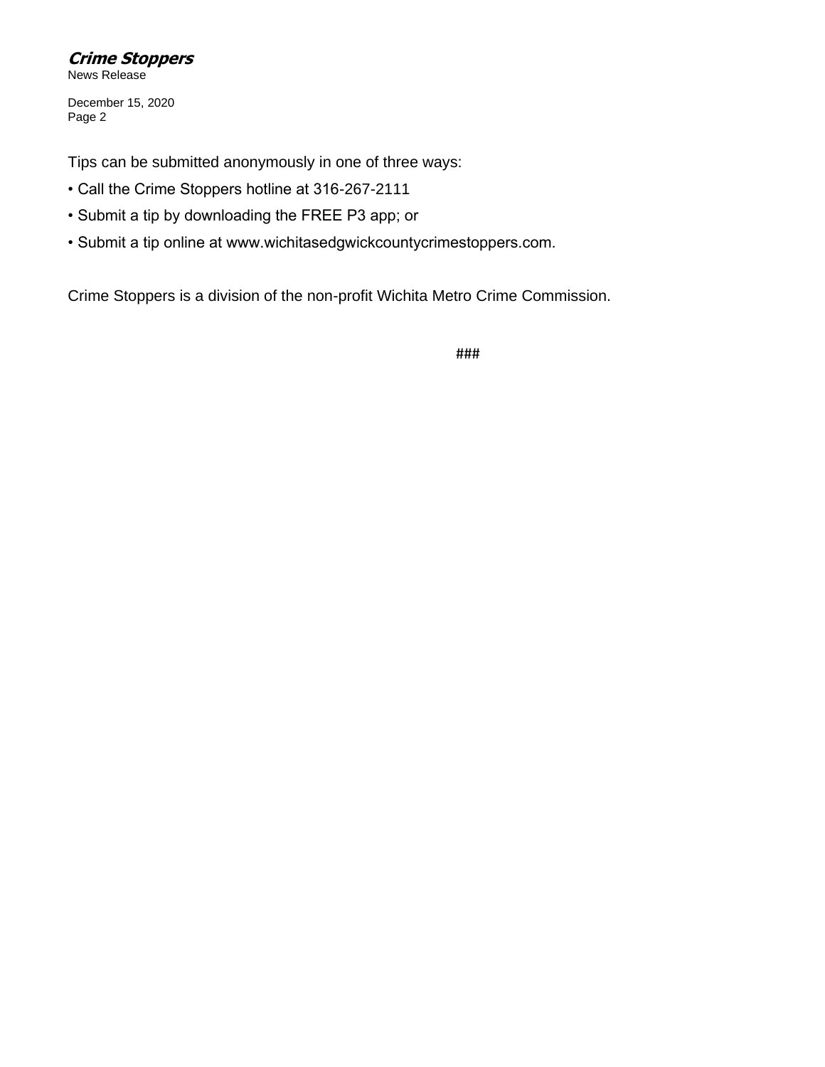Tips can be submitted anonymously in one of three ways:

- Call the Crime Stoppers hotline at 316-267-2111
- Submit a tip by downloading the FREE P3 app; or
- Submit a tip online at www.wichitasedgwickcountycrimestoppers.com.

Crime Stoppers is a division of the non-profit Wichita Metro Crime Commission.

###